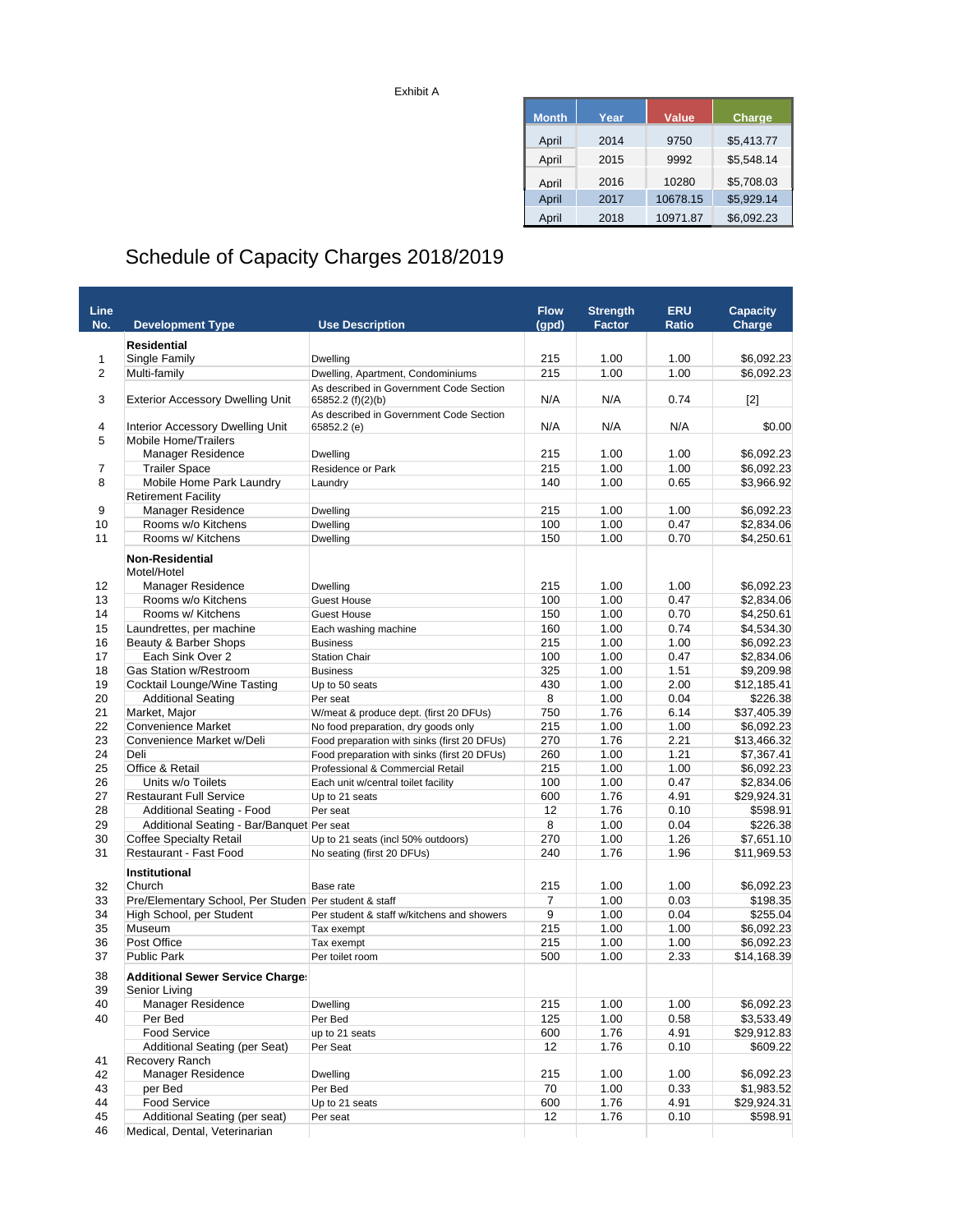Exhibit A

| Month | Year | Value | Charge |
|---|---|---|---|
| April | 2014 | 9750 | $5,413.77 |
| April | 2015 | 9992 | $5,548.14 |
| April | 2016 | 10280 | $5,708.03 |
| April | 2017 | 10678.15 | $5,929.14 |
| April | 2018 | 10971.87 | $6,092.23 |

# Schedule of Capacity Charges 2018/2019

| Line No. | Development Type | Use Description | Flow (gpd) | Strength Factor | ERU Ratio | Capacity Charge |
|---|---|---|---|---|---|---|
| | **Residential** | | | | | |
| 1 | Single Family | Dwelling | 215 | 1.00 | 1.00 | $6,092.23 |
| 2 | Multi-family | Dwelling, Apartment, Condominiums | 215 | 1.00 | 1.00 | $6,092.23 |
| 3 | Exterior Accessory Dwelling Unit | As described in Government Code Section 65852.2 (f)(2)(b) | N/A | N/A | 0.74 | [2] |
| 4 | Interior Accessory Dwelling Unit | As described in Government Code Section 65852.2 (e) | N/A | N/A | N/A | $0.00 |
| 5 | Mobile Home/Trailers | | | | | |
| | Manager Residence | Dwelling | 215 | 1.00 | 1.00 | $6,092.23 |
| 7 | Trailer Space | Residence or Park | 215 | 1.00 | 1.00 | $6,092.23 |
| 8 | Mobile Home Park Laundry | Laundry | 140 | 1.00 | 0.65 | $3,966.92 |
| | Retirement Facility | | | | | |
| 9 | Manager Residence | Dwelling | 215 | 1.00 | 1.00 | $6,092.23 |
| 10 | Rooms w/o Kitchens | Dwelling | 100 | 1.00 | 0.47 | $2,834.06 |
| 11 | Rooms w/ Kitchens | Dwelling | 150 | 1.00 | 0.70 | $4,250.61 |
| | **Non-Residential** | | | | | |
| | Motel/Hotel | | | | | |
| 12 | Manager Residence | Dwelling | 215 | 1.00 | 1.00 | $6,092.23 |
| 13 | Rooms w/o Kitchens | Guest House | 100 | 1.00 | 0.47 | $2,834.06 |
| 14 | Rooms w/ Kitchens | Guest House | 150 | 1.00 | 0.70 | $4,250.61 |
| 15 | Laundrettes, per machine | Each washing machine | 160 | 1.00 | 0.74 | $4,534.30 |
| 16 | Beauty & Barber Shops | Business | 215 | 1.00 | 1.00 | $6,092.23 |
| 17 | Each Sink Over 2 | Station Chair | 100 | 1.00 | 0.47 | $2,834.06 |
| 18 | Gas Station w/Restroom | Business | 325 | 1.00 | 1.51 | $9,209.98 |
| 19 | Cocktail Lounge/Wine Tasting | Up to 50 seats | 430 | 1.00 | 2.00 | $12,185.41 |
| 20 | Additional Seating | Per seat | 8 | 1.00 | 0.04 | $226.38 |
| 21 | Market, Major | W/meat & produce dept. (first 20 DFUs) | 750 | 1.76 | 6.14 | $37,405.39 |
| 22 | Convenience Market | No food preparation, dry goods only | 215 | 1.00 | 1.00 | $6,092.23 |
| 23 | Convenience Market w/Deli | Food preparation with sinks (first 20 DFUs) | 270 | 1.76 | 2.21 | $13,466.32 |
| 24 | Deli | Food preparation with sinks (first 20 DFUs) | 260 | 1.00 | 1.21 | $7,367.41 |
| 25 | Office & Retail | Professional & Commercial Retail | 215 | 1.00 | 1.00 | $6,092.23 |
| 26 | Units w/o Toilets | Each unit w/central toilet facility | 100 | 1.00 | 0.47 | $2,834.06 |
| 27 | Restaurant Full Service | Up to 21 seats | 600 | 1.76 | 4.91 | $29,924.31 |
| 28 | Additional Seating - Food | Per seat | 12 | 1.76 | 0.10 | $598.91 |
| 29 | Additional Seating - Bar/Banquet | Per seat | 8 | 1.00 | 0.04 | $226.38 |
| 30 | Coffee Specialty Retail | Up to 21 seats (incl 50% outdoors) | 270 | 1.00 | 1.26 | $7,651.10 |
| 31 | Restaurant - Fast Food | No seating (first 20 DFUs) | 240 | 1.76 | 1.96 | $11,969.53 |
| | **Institutional** | | | | | |
| 32 | Church | Base rate | 215 | 1.00 | 1.00 | $6,092.23 |
| 33 | Pre/Elementary School, Per Studen | Per student & staff | 7 | 1.00 | 0.03 | $198.35 |
| 34 | High School, per Student | Per student & staff w/kitchens and showers | 9 | 1.00 | 0.04 | $255.04 |
| 35 | Museum | Tax exempt | 215 | 1.00 | 1.00 | $6,092.23 |
| 36 | Post Office | Tax exempt | 215 | 1.00 | 1.00 | $6,092.23 |
| 37 | Public Park | Per toilet room | 500 | 1.00 | 2.33 | $14,168.39 |
| 38 | **Additional Sewer Service Charge:** | | | | | |
| 39 | Senior Living | | | | | |
| 40 | Manager Residence | Dwelling | 215 | 1.00 | 1.00 | $6,092.23 |
| 40 | Per Bed | Per Bed | 125 | 1.00 | 0.58 | $3,533.49 |
| | Food Service | up to 21 seats | 600 | 1.76 | 4.91 | $29,912.83 |
| | Additional Seating (per Seat) | Per Seat | 12 | 1.76 | 0.10 | $609.22 |
| 41 | Recovery Ranch | | | | | |
| 42 | Manager Residence | Dwelling | 215 | 1.00 | 1.00 | $6,092.23 |
| 43 | per Bed | Per Bed | 70 | 1.00 | 0.33 | $1,983.52 |
| 44 | Food Service | Up to 21 seats | 600 | 1.76 | 4.91 | $29,924.31 |
| 45 | Additional Seating (per seat) | Per seat | 12 | 1.76 | 0.10 | $598.91 |
| 46 | Medical, Dental, Veterinarian | | | | | |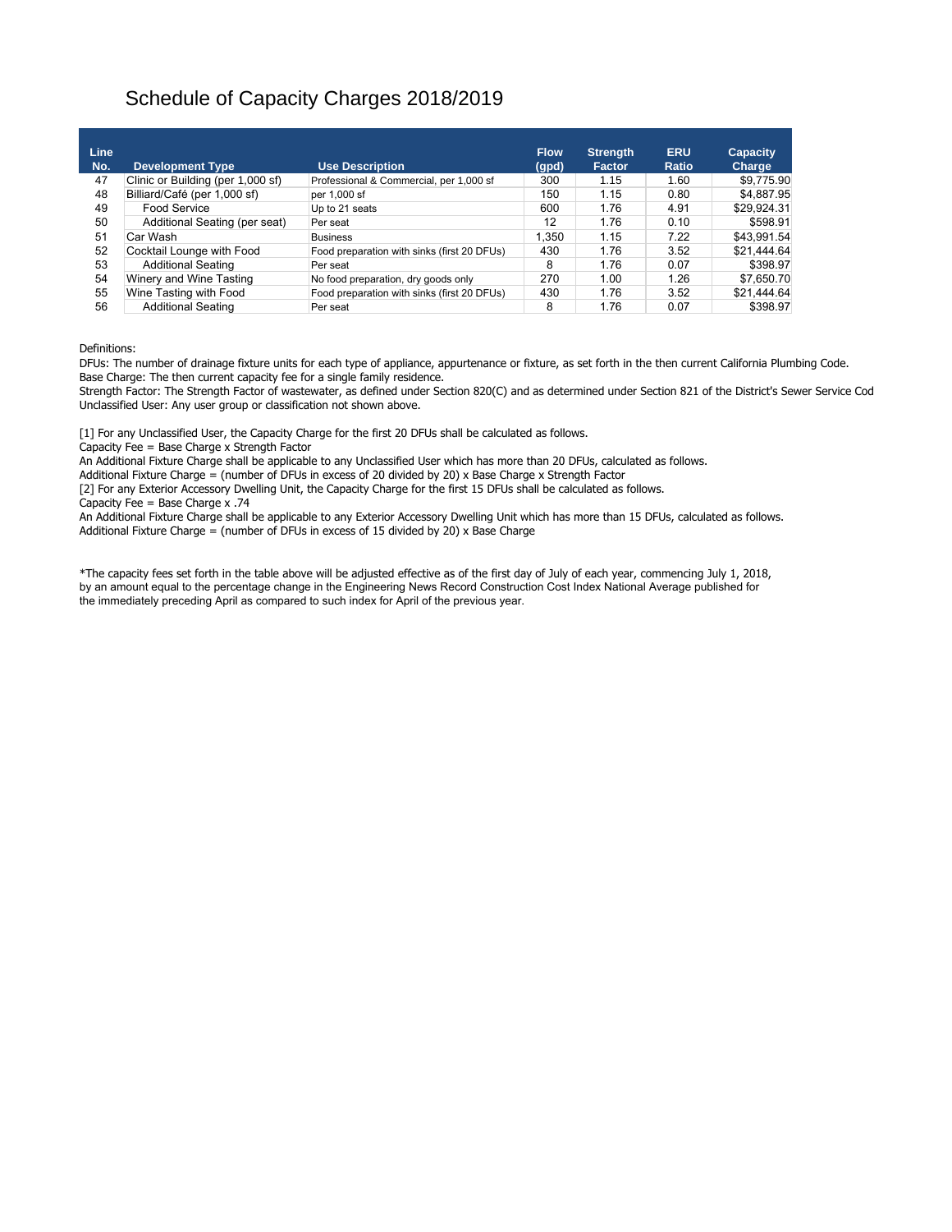# Schedule of Capacity Charges 2018/2019

| Line No. | Development Type | Use Description | Flow (gpd) | Strength Factor | ERU Ratio | Capacity Charge |
|---|---|---|---|---|---|---|
| 47 | Clinic or Building (per 1,000 sf) | Professional & Commercial, per 1,000 sf | 300 | 1.15 | 1.60 | $9,775.90 |
| 48 | Billiard/Café (per 1,000 sf) | per 1,000 sf | 150 | 1.15 | 0.80 | $4,887.95 |
| 49 | Food Service | Up to 21 seats | 600 | 1.76 | 4.91 | $29,924.31 |
| 50 | Additional Seating (per seat) | Per seat | 12 | 1.76 | 0.10 | $598.91 |
| 51 | Car Wash | Business | 1,350 | 1.15 | 7.22 | $43,991.54 |
| 52 | Cocktail Lounge with Food | Food preparation with sinks (first 20 DFUs) | 430 | 1.76 | 3.52 | $21,444.64 |
| 53 | Additional Seating | Per seat | 8 | 1.76 | 0.07 | $398.97 |
| 54 | Winery and Wine Tasting | No food preparation, dry goods only | 270 | 1.00 | 1.26 | $7,650.70 |
| 55 | Wine Tasting with Food | Food preparation with sinks (first 20 DFUs) | 430 | 1.76 | 3.52 | $21,444.64 |
| 56 | Additional Seating | Per seat | 8 | 1.76 | 0.07 | $398.97 |

Definitions:

DFUs: The number of drainage fixture units for each type of appliance, appurtenance or fixture, as set forth in the then current California Plumbing Code.
Base Charge: The then current capacity fee for a single family residence.
Strength Factor: The Strength Factor of wastewater, as defined under Section 820(C) and as determined under Section 821 of the District's Sewer Service Cod
Unclassified User: Any user group or classification not shown above.

[1] For any Unclassified User, the Capacity Charge for the first 20 DFUs shall be calculated as follows.
Capacity Fee = Base Charge x Strength Factor
An Additional Fixture Charge shall be applicable to any Unclassified User which has more than 20 DFUs, calculated as follows.
Additional Fixture Charge = (number of DFUs in excess of 20 divided by 20) x Base Charge x Strength Factor
[2] For any Exterior Accessory Dwelling Unit, the Capacity Charge for the first 15 DFUs shall be calculated as follows.
Capacity Fee = Base Charge x .74
An Additional Fixture Charge shall be applicable to any Exterior Accessory Dwelling Unit which has more than 15 DFUs, calculated as follows.
Additional Fixture Charge = (number of DFUs in excess of 15 divided by 20) x Base Charge

*The capacity fees set forth in the table above will be adjusted effective as of the first day of July of each year, commencing July 1, 2018, by an amount equal to the percentage change in the Engineering News Record Construction Cost Index National Average published for the immediately preceding April as compared to such index for April of the previous year.